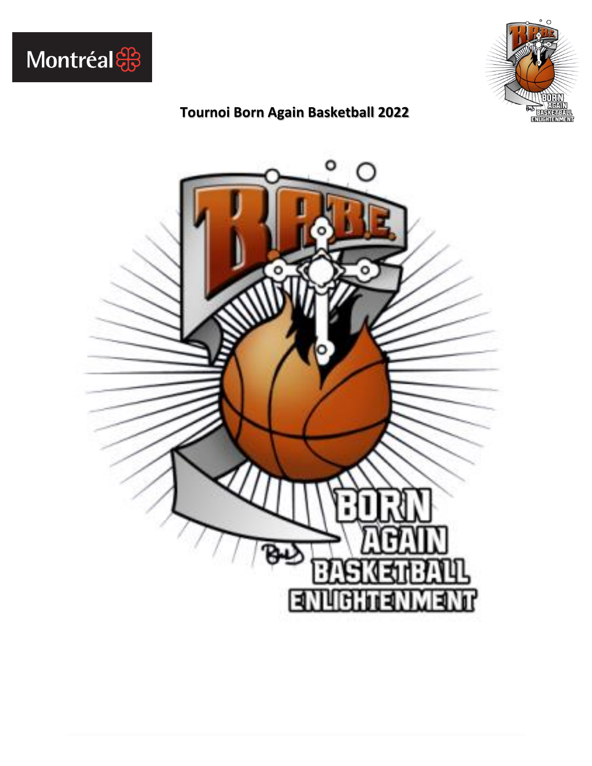# Tournoi Born Again Basketball 2022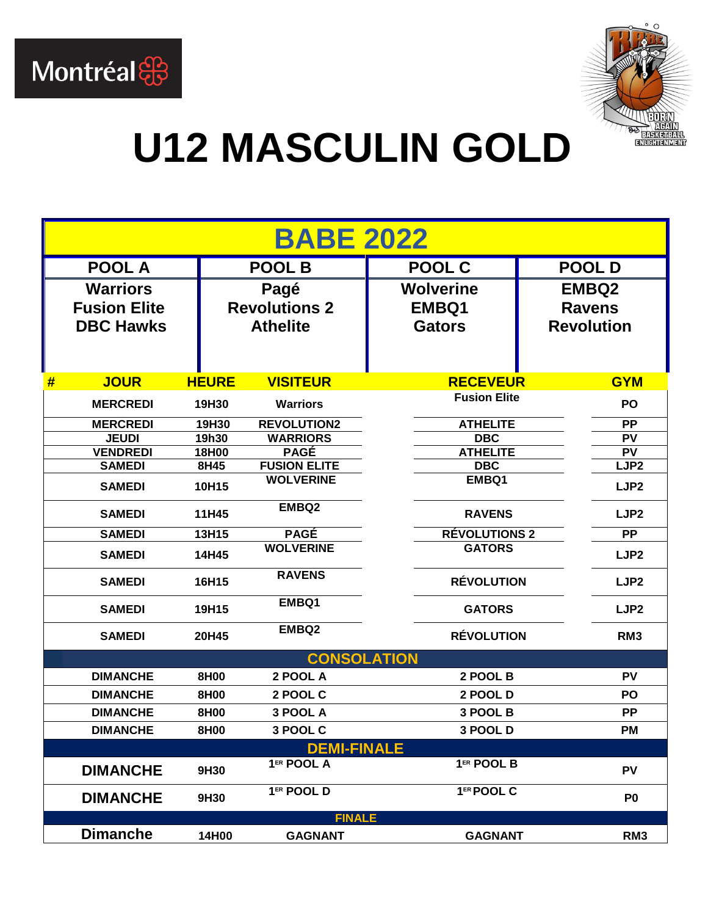# U12 MASCULIN GOLD

## BABE 2022

| POOL A | POOL B | POOL C | POOL D |
|---|---|---|---|
| Warriors<br>Fusion Elite<br>DBC Hawks | Pagé<br>Revolutions 2<br>Athelite | Wolverine<br>EMBQ1<br>Gators | EMBQ2<br>Ravens<br>Revolution |

| # | JOUR | HEURE | VISITEUR | RECEVEUR | GYM |
|---|---|---|---|---|---|
| | MERCREDI | 19H30 | Warriors | Fusion Elite | PO |
| | MERCREDI | 19H30 | REVOLUTION2 | ATHELITE | PP |
| | JEUDI | 19h30 | WARRIORS | DBC | PV |
| | VENDREDI | 18H00 | PAGÉ | ATHELITE | PV |
| | SAMEDI | 8H45 | FUSION ELITE | DBC | LJP2 |
| | SAMEDI | 10H15 | WOLVERINE | EMBQ1 | LJP2 |
| | SAMEDI | 11H45 | EMBQ2 | RAVENS | LJP2 |
| | SAMEDI | 13H15 | PAGÉ | RÉVOLUTIONS 2 | PP |
| | SAMEDI | 14H45 | WOLVERINE | GATORS | LJP2 |
| | SAMEDI | 16H15 | RAVENS | RÉVOLUTION | LJP2 |
| | SAMEDI | 19H15 | EMBQ1 | GATORS | LJP2 |
| | SAMEDI | 20H45 | EMBQ2 | RÉVOLUTION | RM3 |
| | | | **CONSOLATION** | | |
| | DIMANCHE | 8H00 | 2 POOL A | 2 POOL B | PV |
| | DIMANCHE | 8H00 | 2 POOL C | 2 POOL D | PO |
| | DIMANCHE | 8H00 | 3 POOL A | 3 POOL B | PP |
| | DIMANCHE | 8H00 | 3 POOL C | 3 POOL D | PM |
| | | | **DEMI-FINALE** | | |
| | DIMANCHE | 9H30 | 1ER POOL A | 1ER POOL B | PV |
| | DIMANCHE | 9H30 | 1ER POOL D | 1ER POOL C | P0 |
| | | | **FINALE** | | |
| | Dimanche | 14H00 | GAGNANT | GAGNANT | RM3 |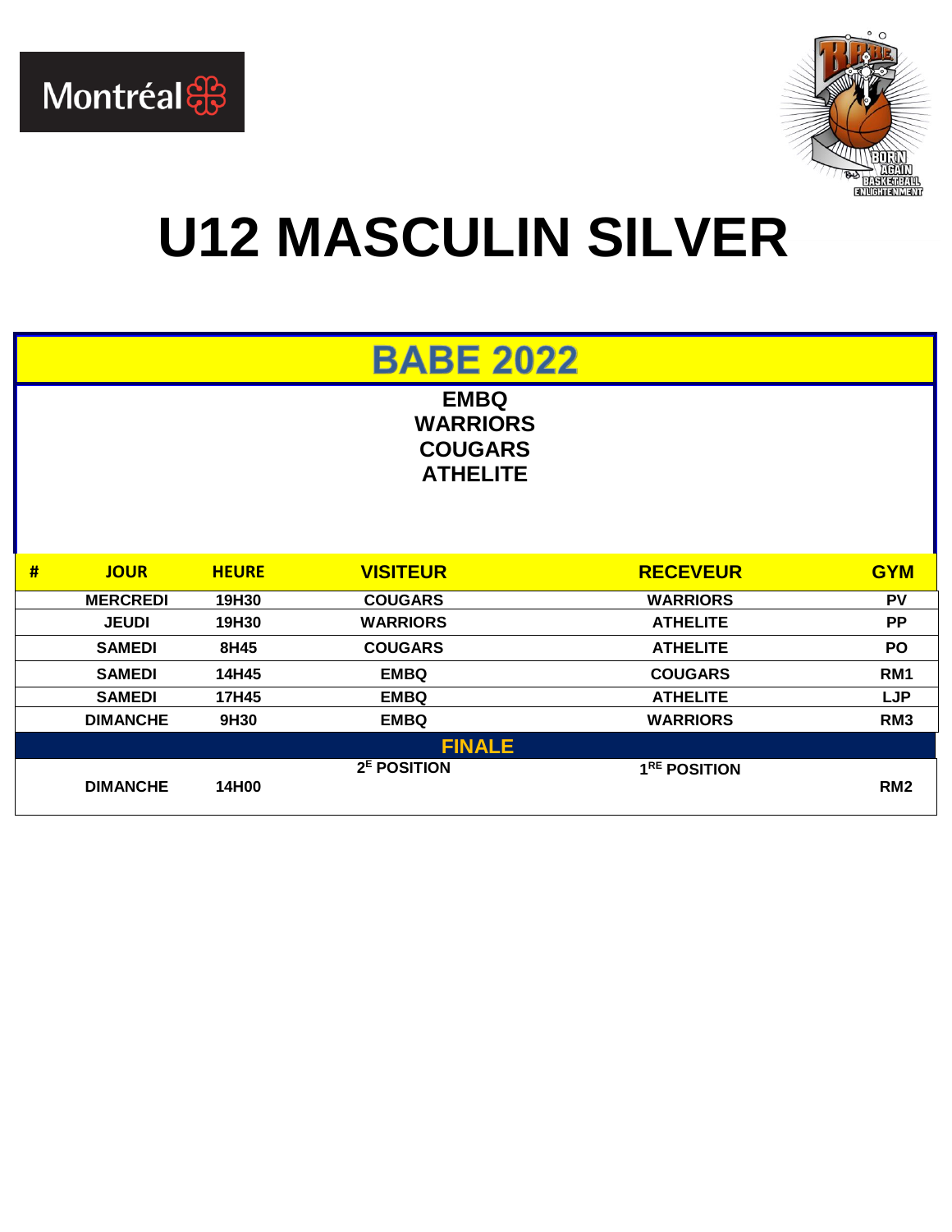# U12 MASCULIN SILVER

## BABE 2022

**EMBQ**
**WARRIORS**
**COUGARS**
**ATHELITE**

| # | JOUR | HEURE | VISITEUR | RECEVEUR | GYM |
|---|---|---|---|---|---|
| | MERCREDI | 19H30 | COUGARS | WARRIORS | PV |
| | JEUDI | 19H30 | WARRIORS | ATHELITE | PP |
| | SAMEDI | 8H45 | COUGARS | ATHELITE | PO |
| | SAMEDI | 14H45 | EMBQ | COUGARS | RM1 |
| | SAMEDI | 17H45 | EMBQ | ATHELITE | LJP |
| | DIMANCHE | 9H30 | EMBQ | WARRIORS | RM3 |
| | | | FINALE | | |
| | DIMANCHE | 14H00 | 2E POSITION | 1RE POSITION | RM2 |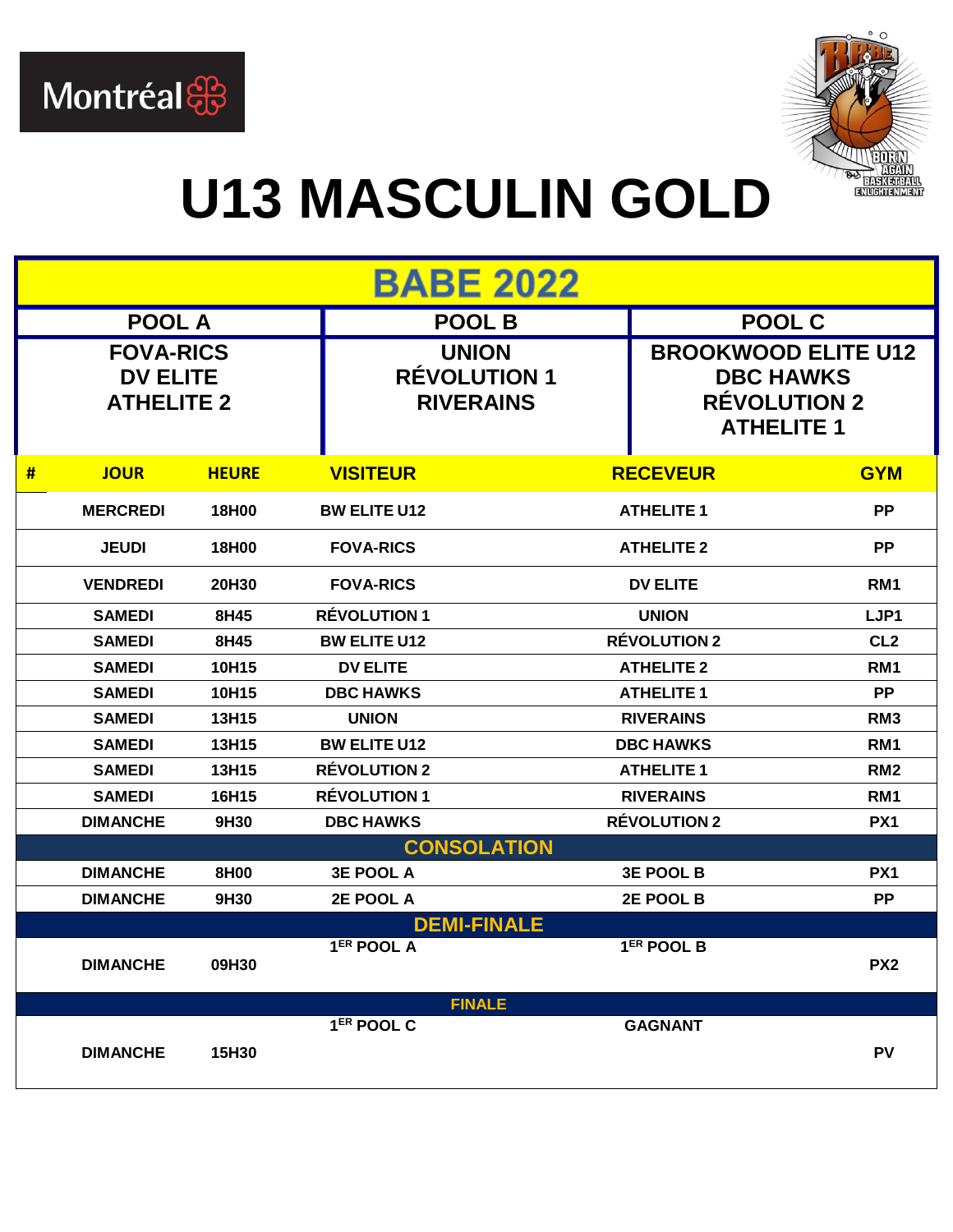# U13 MASCULIN GOLD

## BABE 2022

| POOL A | POOL B | POOL C |
|---|---|---|
| FOVA-RICS<br>DV ELITE<br>ATHELITE 2 | UNION<br>RÉVOLUTION 1<br>RIVERAINS | BROOKWOOD ELITE U12<br>DBC HAWKS<br>RÉVOLUTION 2<br>ATHELITE 1 |

| # | JOUR | HEURE | VISITEUR | RECEVEUR | GYM |
|---|---|---|---|---|---|
| | MERCREDI | 18H00 | BW ELITE U12 | ATHELITE 1 | PP |
| | JEUDI | 18H00 | FOVA-RICS | ATHELITE 2 | PP |
| | VENDREDI | 20H30 | FOVA-RICS | DV ELITE | RM1 |
| | SAMEDI | 8H45 | RÉVOLUTION 1 | UNION | LJP1 |
| | SAMEDI | 8H45 | BW ELITE U12 | RÉVOLUTION 2 | CL2 |
| | SAMEDI | 10H15 | DV ELITE | ATHELITE 2 | RM1 |
| | SAMEDI | 10H15 | DBC HAWKS | ATHELITE 1 | PP |
| | SAMEDI | 13H15 | UNION | RIVERAINS | RM3 |
| | SAMEDI | 13H15 | BW ELITE U12 | DBC HAWKS | RM1 |
| | SAMEDI | 13H15 | RÉVOLUTION 2 | ATHELITE 1 | RM2 |
| | SAMEDI | 16H15 | RÉVOLUTION 1 | RIVERAINS | RM1 |
| | DIMANCHE | 9H30 | DBC HAWKS | RÉVOLUTION 2 | PX1 |
| | | | **CONSOLATION** | | |
| | DIMANCHE | 8H00 | 3E POOL A | 3E POOL B | PX1 |
| | DIMANCHE | 9H30 | 2E POOL A | 2E POOL B | PP |
| | | | **DEMI-FINALE** | | |
| | DIMANCHE | 09H30 | 1ER POOL A | 1ER POOL B | PX2 |
| | | | **FINALE** | | |
| | DIMANCHE | 15H30 | 1ER POOL C | GAGNANT | PV |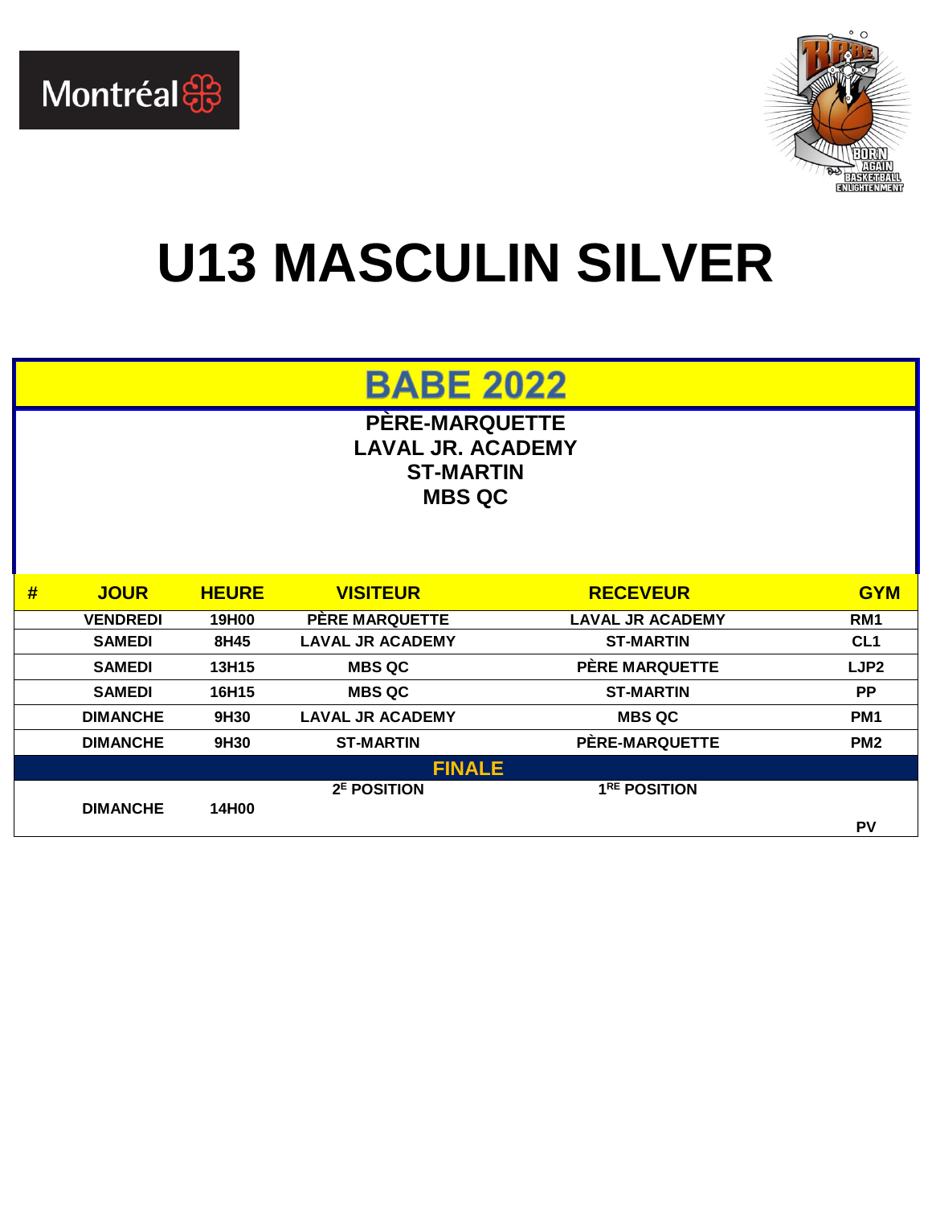# U13 MASCULIN SILVER

## BABE 2022

**PÈRE-MARQUETTE**
**LAVAL JR. ACADEMY**
**ST-MARTIN**
**MBS QC**

| # | JOUR | HEURE | VISITEUR | RECEVEUR | GYM |
|---|---|---|---|---|---|
| | VENDREDI | 19H00 | PÈRE MARQUETTE | LAVAL JR ACADEMY | RM1 |
| | SAMEDI | 8H45 | LAVAL JR ACADEMY | ST-MARTIN | CL1 |
| | SAMEDI | 13H15 | MBS QC | PÈRE MARQUETTE | LJP2 |
| | SAMEDI | 16H15 | MBS QC | ST-MARTIN | PP |
| | DIMANCHE | 9H30 | LAVAL JR ACADEMY | MBS QC | PM1 |
| | DIMANCHE | 9H30 | ST-MARTIN | PÈRE-MARQUETTE | PM2 |
| | | | **FINALE** | | |
| | DIMANCHE | 14H00 | 2E POSITION | 1RE POSITION | PV |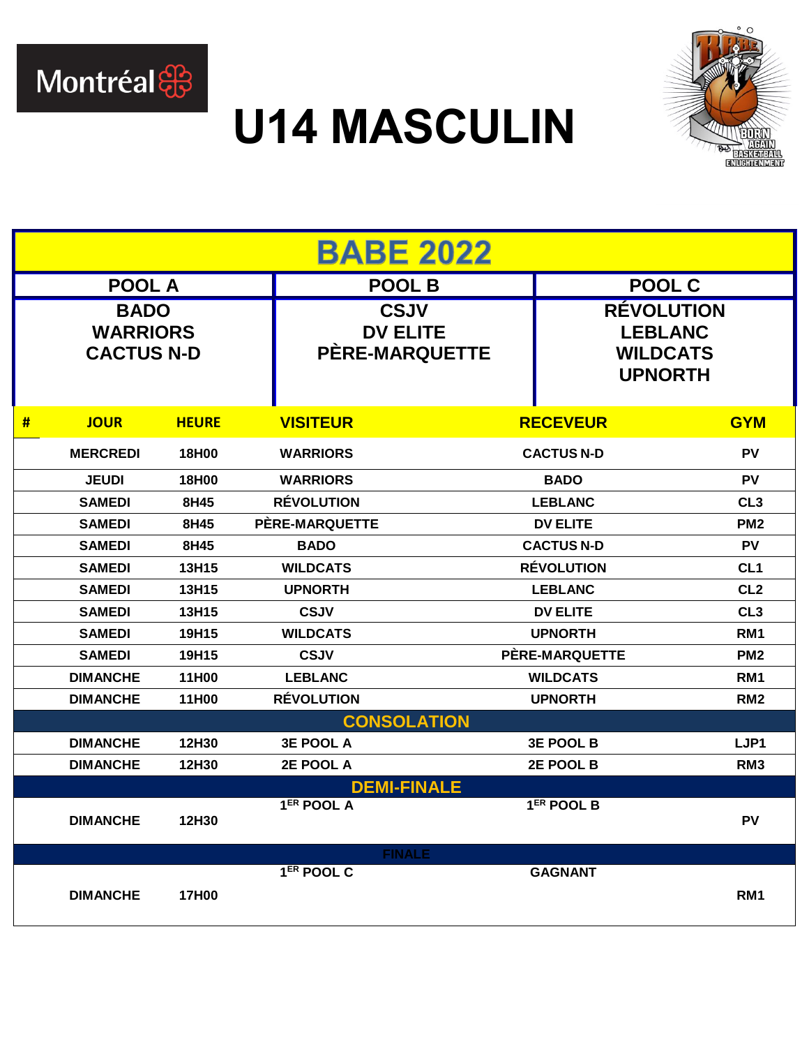Montréal

# U14 MASCULIN

## BABE 2022

| POOL A | POOL B | POOL C |
|---|---|---|
| BADO<br>WARRIORS<br>CACTUS N-D | CSJV<br>DV ELITE<br>PÈRE-MARQUETTE | RÉVOLUTION<br>LEBLANC<br>WILDCATS<br>UPNORTH |

| # | JOUR | HEURE | VISITEUR | RECEVEUR | GYM |
|---|---|---|---|---|---|
| | MERCREDI | 18H00 | WARRIORS | CACTUS N-D | PV |
| | JEUDI | 18H00 | WARRIORS | BADO | PV |
| | SAMEDI | 8H45 | RÉVOLUTION | LEBLANC | CL3 |
| | SAMEDI | 8H45 | PÈRE-MARQUETTE | DV ELITE | PM2 |
| | SAMEDI | 8H45 | BADO | CACTUS N-D | PV |
| | SAMEDI | 13H15 | WILDCATS | RÉVOLUTION | CL1 |
| | SAMEDI | 13H15 | UPNORTH | LEBLANC | CL2 |
| | SAMEDI | 13H15 | CSJV | DV ELITE | CL3 |
| | SAMEDI | 19H15 | WILDCATS | UPNORTH | RM1 |
| | SAMEDI | 19H15 | CSJV | PÈRE-MARQUETTE | PM2 |
| | DIMANCHE | 11H00 | LEBLANC | WILDCATS | RM1 |
| | DIMANCHE | 11H00 | RÉVOLUTION | UPNORTH | RM2 |
| | | | **CONSOLATION** | | |
| | DIMANCHE | 12H30 | 3E POOL A | 3E POOL B | LJP1 |
| | DIMANCHE | 12H30 | 2E POOL A | 2E POOL B | RM3 |
| | | | **DEMI-FINALE** | | |
| | DIMANCHE | 12H30 | 1ER POOL A | 1ER POOL B | PV |
| | | | **FINALE** | | |
| | DIMANCHE | 17H00 | 1ER POOL C | GAGNANT | RM1 |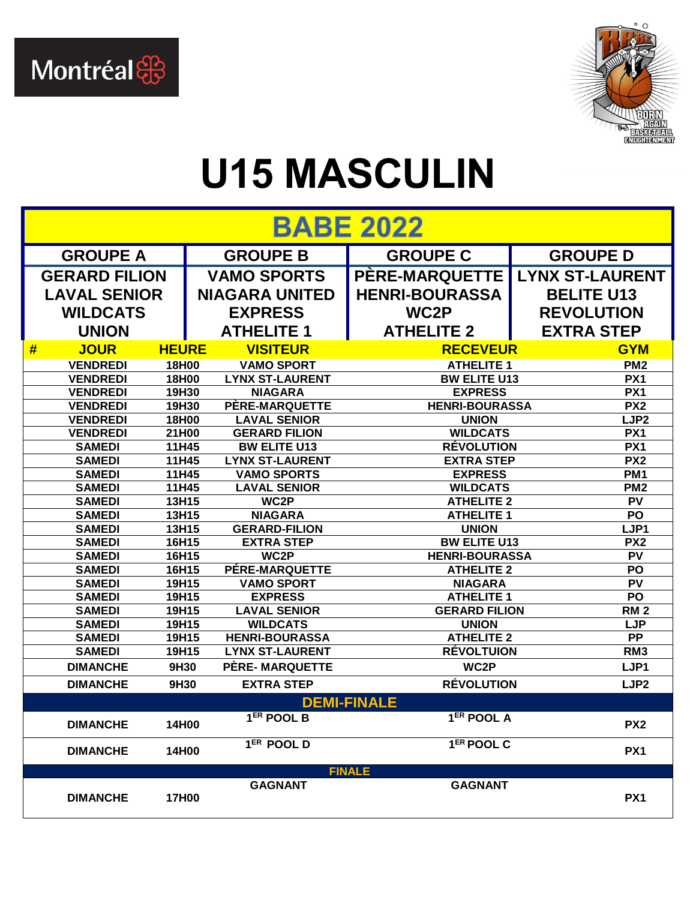Montréal

# U15 MASCULIN

## BABE 2022

| GROUPE A | GROUPE B | GROUPE C | GROUPE D |
|---|---|---|---|
| GERARD FILION | VAMO SPORTS | PÈRE-MARQUETTE | LYNX ST-LAURENT |
| LAVAL SENIOR | NIAGARA UNITED | HENRI-BOURASSA | BELITE U13 |
| WILDCATS | EXPRESS | WC2P | REVOLUTION |
| UNION | ATHELITE 1 | ATHELITE 2 | EXTRA STEP |

| # | JOUR | HEURE | VISITEUR | RECEVEUR | GYM |
|---|---|---|---|---|---|
| | VENDREDI | 18H00 | VAMO SPORT | ATHELITE 1 | PM2 |
| | VENDREDI | 18H00 | LYNX ST-LAURENT | BW ELITE U13 | PX1 |
| | VENDREDI | 19H30 | NIAGARA | EXPRESS | PX1 |
| | VENDREDI | 19H30 | PÈRE-MARQUETTE | HENRI-BOURASSA | PX2 |
| | VENDREDI | 18H00 | LAVAL SENIOR | UNION | LJP2 |
| | VENDREDI | 21H00 | GERARD FILION | WILDCATS | PX1 |
| | SAMEDI | 11H45 | BW ELITE U13 | RÉVOLUTION | PX1 |
| | SAMEDI | 11H45 | LYNX ST-LAURENT | EXTRA STEP | PX2 |
| | SAMEDI | 11H45 | VAMO SPORTS | EXPRESS | PM1 |
| | SAMEDI | 11H45 | LAVAL SENIOR | WILDCATS | PM2 |
| | SAMEDI | 13H15 | WC2P | ATHELITE 2 | PV |
| | SAMEDI | 13H15 | NIAGARA | ATHELITE 1 | PO |
| | SAMEDI | 13H15 | GERARD-FILION | UNION | LJP1 |
| | SAMEDI | 16H15 | EXTRA STEP | BW ELITE U13 | PX2 |
| | SAMEDI | 16H15 | WC2P | HENRI-BOURASSA | PV |
| | SAMEDI | 16H15 | PÉRE-MARQUETTE | ATHELITE 2 | PO |
| | SAMEDI | 19H15 | VAMO SPORT | NIAGARA | PV |
| | SAMEDI | 19H15 | EXPRESS | ATHELITE 1 | PO |
| | SAMEDI | 19H15 | LAVAL SENIOR | GERARD FILION | RM 2 |
| | SAMEDI | 19H15 | WILDCATS | UNION | LJP |
| | SAMEDI | 19H15 | HENRI-BOURASSA | ATHELITE 2 | PP |
| | SAMEDI | 19H15 | LYNX ST-LAURENT | RÉVOLTUION | RM3 |
| | DIMANCHE | 9H30 | PÈRE- MARQUETTE | WC2P | LJP1 |
| | DIMANCHE | 9H30 | EXTRA STEP | RÉVOLUTION | LJP2 |
| | | | **DEMI-FINALE** | | |
| | DIMANCHE | 14H00 | 1ER POOL B | 1ER POOL A | PX2 |
| | DIMANCHE | 14H00 | 1ER POOL D | 1ER POOL C | PX1 |
| | | | **FINALE** | | |
| | DIMANCHE | 17H00 | GAGNANT | GAGNANT | PX1 |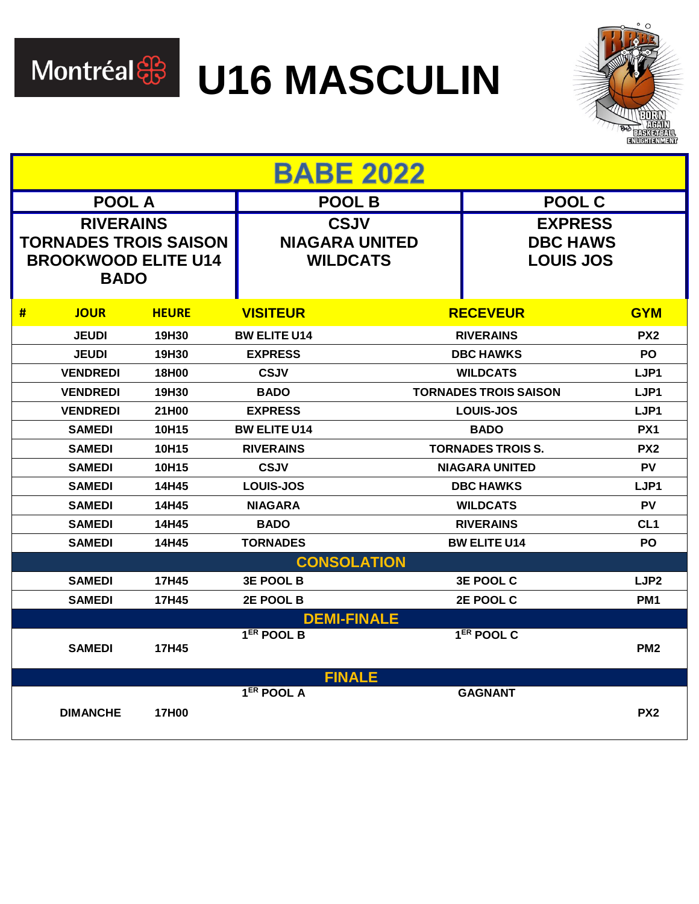# U16 MASCULIN

## BABE 2022

| POOL A | POOL B | POOL C |
| --- | --- | --- |
| RIVERAINS<br>TORNADES TROIS SAISON<br>BROOKWOOD ELITE U14<br>BADO | CSJV<br>NIAGARA UNITED<br>WILDCATS | EXPRESS<br>DBC HAWS<br>LOUIS JOS |

| # | JOUR | HEURE | VISITEUR | RECEVEUR | GYM |
| --- | --- | --- | --- | --- | --- |
| | JEUDI | 19H30 | BW ELITE U14 | RIVERAINS | PX2 |
| | JEUDI | 19H30 | EXPRESS | DBC HAWKS | PO |
| | VENDREDI | 18H00 | CSJV | WILDCATS | LJP1 |
| | VENDREDI | 19H30 | BADO | TORNADES TROIS SAISON | LJP1 |
| | VENDREDI | 21H00 | EXPRESS | LOUIS-JOS | LJP1 |
| | SAMEDI | 10H15 | BW ELITE U14 | BADO | PX1 |
| | SAMEDI | 10H15 | RIVERAINS | TORNADES TROIS S. | PX2 |
| | SAMEDI | 10H15 | CSJV | NIAGARA UNITED | PV |
| | SAMEDI | 14H45 | LOUIS-JOS | DBC HAWKS | LJP1 |
| | SAMEDI | 14H45 | NIAGARA | WILDCATS | PV |
| | SAMEDI | 14H45 | BADO | RIVERAINS | CL1 |
| | SAMEDI | 14H45 | TORNADES | BW ELITE U14 | PO |
| | | | **CONSOLATION** | | |
| | SAMEDI | 17H45 | 3E POOL B | 3E POOL C | LJP2 |
| | SAMEDI | 17H45 | 2E POOL B | 2E POOL C | PM1 |
| | | | **DEMI-FINALE** | | |
| | SAMEDI | 17H45 | 1ER POOL B | 1ER POOL C | PM2 |
| | | | **FINALE** | | |
| | DIMANCHE | 17H00 | 1ER POOL A | GAGNANT | PX2 |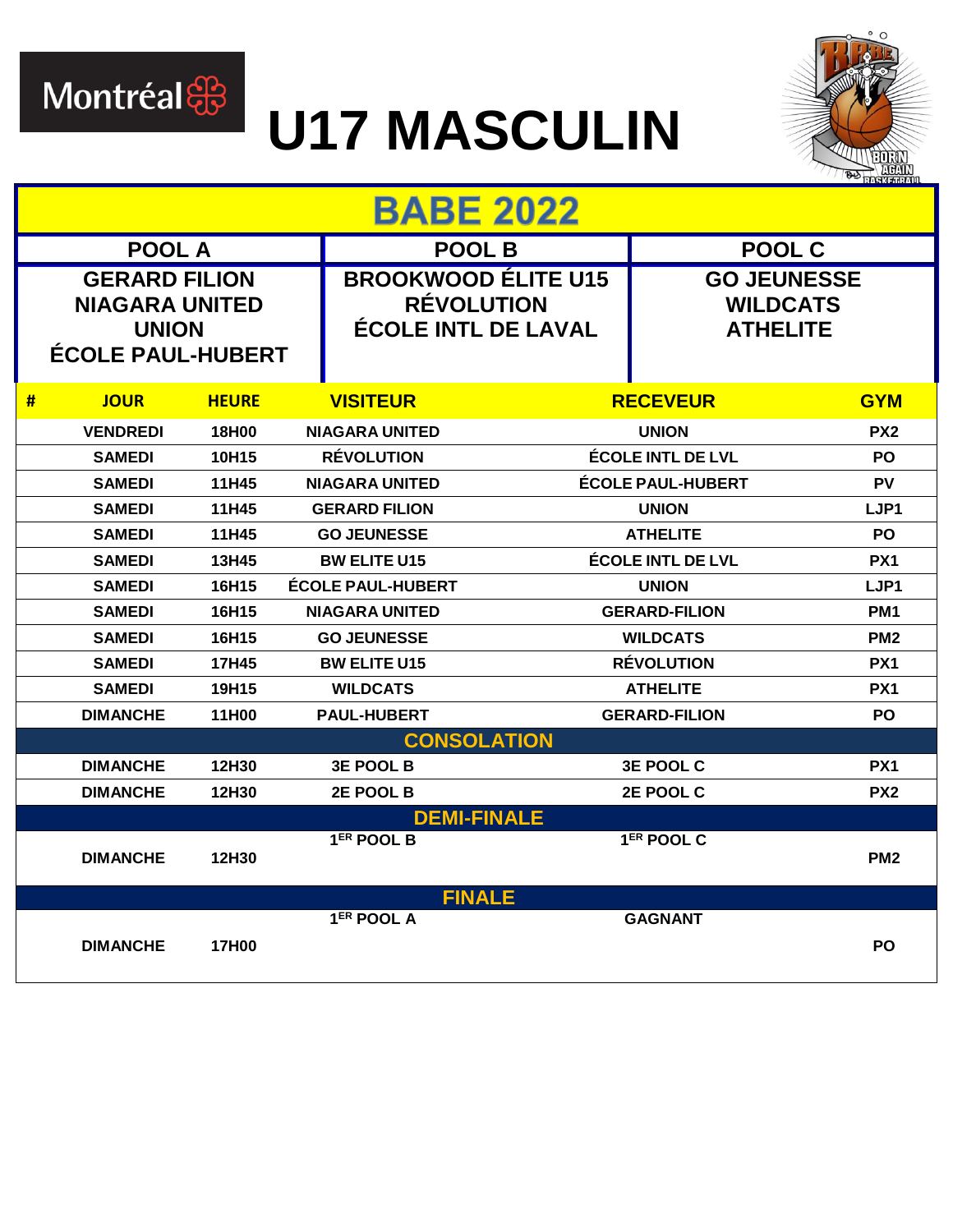Montréal

# U17 MASCULIN

## BABE 2022

| POOL A | POOL B | POOL C |
|---|---|---|
| GERARD FILION<br>NIAGARA UNITED<br>UNION<br>ÉCOLE PAUL-HUBERT | BROOKWOOD ÉLITE U15<br>RÉVOLUTION<br>ÉCOLE INTL DE LAVAL | GO JEUNESSE<br>WILDCATS<br>ATHELITE |

| # | JOUR | HEURE | VISITEUR | RECEVEUR | GYM |
|---|---|---|---|---|---|
| | VENDREDI | 18H00 | NIAGARA UNITED | UNION | PX2 |
| | SAMEDI | 10H15 | RÉVOLUTION | ÉCOLE INTL DE LVL | PO |
| | SAMEDI | 11H45 | NIAGARA UNITED | ÉCOLE PAUL-HUBERT | PV |
| | SAMEDI | 11H45 | GERARD FILION | UNION | LJP1 |
| | SAMEDI | 11H45 | GO JEUNESSE | ATHELITE | PO |
| | SAMEDI | 13H45 | BW ELITE U15 | ÉCOLE INTL DE LVL | PX1 |
| | SAMEDI | 16H15 | ÉCOLE PAUL-HUBERT | UNION | LJP1 |
| | SAMEDI | 16H15 | NIAGARA UNITED | GERARD-FILION | PM1 |
| | SAMEDI | 16H15 | GO JEUNESSE | WILDCATS | PM2 |
| | SAMEDI | 17H45 | BW ELITE U15 | RÉVOLUTION | PX1 |
| | SAMEDI | 19H15 | WILDCATS | ATHELITE | PX1 |
| | DIMANCHE | 11H00 | PAUL-HUBERT | GERARD-FILION | PO |
| | | | **CONSOLATION** | | |
| | DIMANCHE | 12H30 | 3E POOL B | 3E POOL C | PX1 |
| | DIMANCHE | 12H30 | 2E POOL B | 2E POOL C | PX2 |
| | | | **DEMI-FINALE** | | |
| | DIMANCHE | 12H30 | 1ER POOL B | 1ER POOL C | PM2 |
| | | | **FINALE** | | |
| | DIMANCHE | 17H00 | 1ER POOL A | GAGNANT | PO |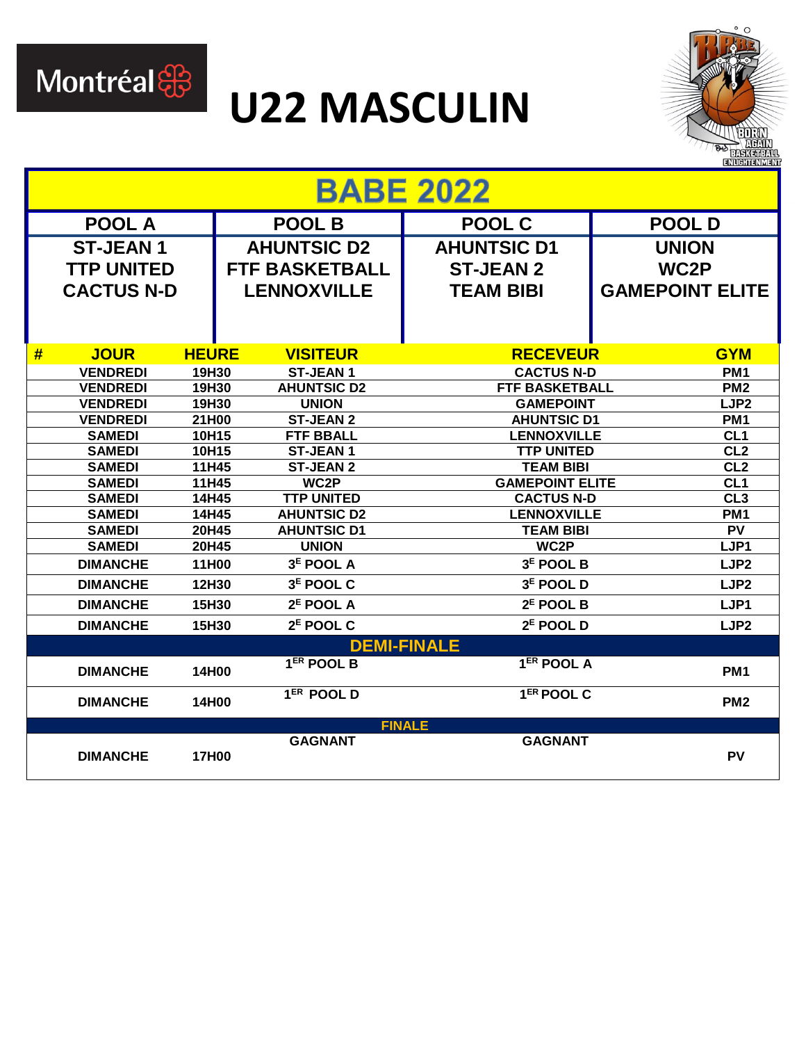Montréal

# U22 MASCULIN

## BABE 2022

| POOL A | POOL B | POOL C | POOL D |
|---|---|---|---|
| ST-JEAN 1 | AHUNTSIC D2 | AHUNTSIC D1 | UNION |
| TTP UNITED | FTF BASKETBALL | ST-JEAN 2 | WC2P |
| CACTUS N-D | LENNOXVILLE | TEAM BIBI | GAMEPOINT ELITE |

| # | JOUR | HEURE | VISITEUR | RECEVEUR | GYM |
|---|---|---|---|---|---|
| | VENDREDI | 19H30 | ST-JEAN 1 | CACTUS N-D | PM1 |
| | VENDREDI | 19H30 | AHUNTSIC D2 | FTF BASKETBALL | PM2 |
| | VENDREDI | 19H30 | UNION | GAMEPOINT | LJP2 |
| | VENDREDI | 21H00 | ST-JEAN 2 | AHUNTSIC D1 | PM1 |
| | SAMEDI | 10H15 | FTF BBALL | LENNOXVILLE | CL1 |
| | SAMEDI | 10H15 | ST-JEAN 1 | TTP UNITED | CL2 |
| | SAMEDI | 11H45 | ST-JEAN 2 | TEAM BIBI | CL2 |
| | SAMEDI | 11H45 | WC2P | GAMEPOINT ELITE | CL1 |
| | SAMEDI | 14H45 | TTP UNITED | CACTUS N-D | CL3 |
| | SAMEDI | 14H45 | AHUNTSIC D2 | LENNOXVILLE | PM1 |
| | SAMEDI | 20H45 | AHUNTSIC D1 | TEAM BIBI | PV |
| | SAMEDI | 20H45 | UNION | WC2P | LJP1 |
| | DIMANCHE | 11H00 | 3E POOL A | 3E POOL B | LJP2 |
| | DIMANCHE | 12H30 | 3E POOL C | 3E POOL D | LJP2 |
| | DIMANCHE | 15H30 | 2E POOL A | 2E POOL B | LJP1 |
| | DIMANCHE | 15H30 | 2E POOL C | 2E POOL D | LJP2 |
| | | | **DEMI-FINALE** | | |
| | DIMANCHE | 14H00 | 1ER POOL B | 1ER POOL A | PM1 |
| | DIMANCHE | 14H00 | 1ER POOL D | 1ER POOL C | PM2 |
| | | | **FINALE** | | |
| | DIMANCHE | 17H00 | GAGNANT | GAGNANT | PV |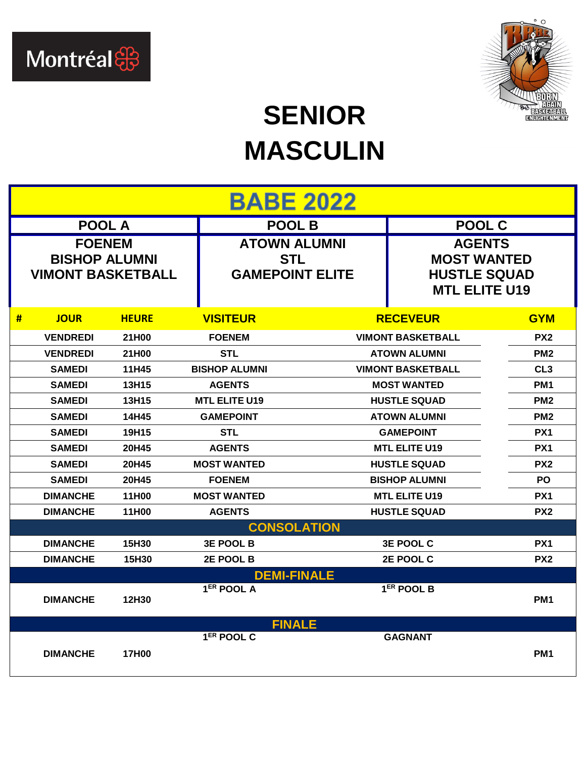# SENIOR MASCULIN

## BABE 2022

| POOL A | POOL B | POOL C |
|---|---|---|
| FOENEM<br>BISHOP ALUMNI<br>VIMONT BASKETBALL | ATOWN ALUMNI<br>STL<br>GAMEPOINT ELITE | AGENTS<br>MOST WANTED<br>HUSTLE SQUAD<br>MTL ELITE U19 |

| # | JOUR | HEURE | VISITEUR | RECEVEUR | GYM |
|---|---|---|---|---|---|
| | VENDREDI | 21H00 | FOENEM | VIMONT BASKETBALL | PX2 |
| | VENDREDI | 21H00 | STL | ATOWN ALUMNI | PM2 |
| | SAMEDI | 11H45 | BISHOP ALUMNI | VIMONT BASKETBALL | CL3 |
| | SAMEDI | 13H15 | AGENTS | MOST WANTED | PM1 |
| | SAMEDI | 13H15 | MTL ELITE U19 | HUSTLE SQUAD | PM2 |
| | SAMEDI | 14H45 | GAMEPOINT | ATOWN ALUMNI | PM2 |
| | SAMEDI | 19H15 | STL | GAMEPOINT | PX1 |
| | SAMEDI | 20H45 | AGENTS | MTL ELITE U19 | PX1 |
| | SAMEDI | 20H45 | MOST WANTED | HUSTLE SQUAD | PX2 |
| | SAMEDI | 20H45 | FOENEM | BISHOP ALUMNI | PO |
| | DIMANCHE | 11H00 | MOST WANTED | MTL ELITE U19 | PX1 |
| | DIMANCHE | 11H00 | AGENTS | HUSTLE SQUAD | PX2 |
| | | | **CONSOLATION** | | |
| | DIMANCHE | 15H30 | 3E POOL B | 3E POOL C | PX1 |
| | DIMANCHE | 15H30 | 2E POOL B | 2E POOL C | PX2 |
| | | | **DEMI-FINALE** | | |
| | DIMANCHE | 12H30 | 1ER POOL A | 1ER POOL B | PM1 |
| | | | **FINALE** | | |
| | DIMANCHE | 17H00 | 1ER POOL C | GAGNANT | PM1 |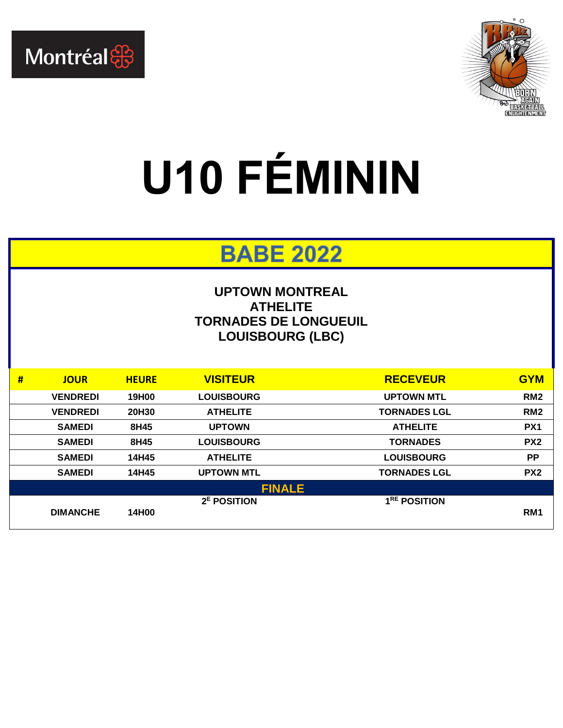# U10 FÉMININ

## BABE 2022

**UPTOWN MONTREAL**
**ATHELITE**
**TORNADES DE LONGUEUIL**
**LOUISBOURG (LBC)**

| # | JOUR | HEURE | VISITEUR | RECEVEUR | GYM |
|---|---|---|---|---|---|
| | VENDREDI | 19H00 | LOUISBOURG | UPTOWN MTL | RM2 |
| | VENDREDI | 20H30 | ATHELITE | TORNADES LGL | RM2 |
| | SAMEDI | 8H45 | UPTOWN | ATHELITE | PX1 |
| | SAMEDI | 8H45 | LOUISBOURG | TORNADES | PX2 |
| | SAMEDI | 14H45 | ATHELITE | LOUISBOURG | PP |
| | SAMEDI | 14H45 | UPTOWN MTL | TORNADES LGL | PX2 |
| | | | FINALE | | |
| | DIMANCHE | 14H00 | 2E POSITION | 1RE POSITION | RM1 |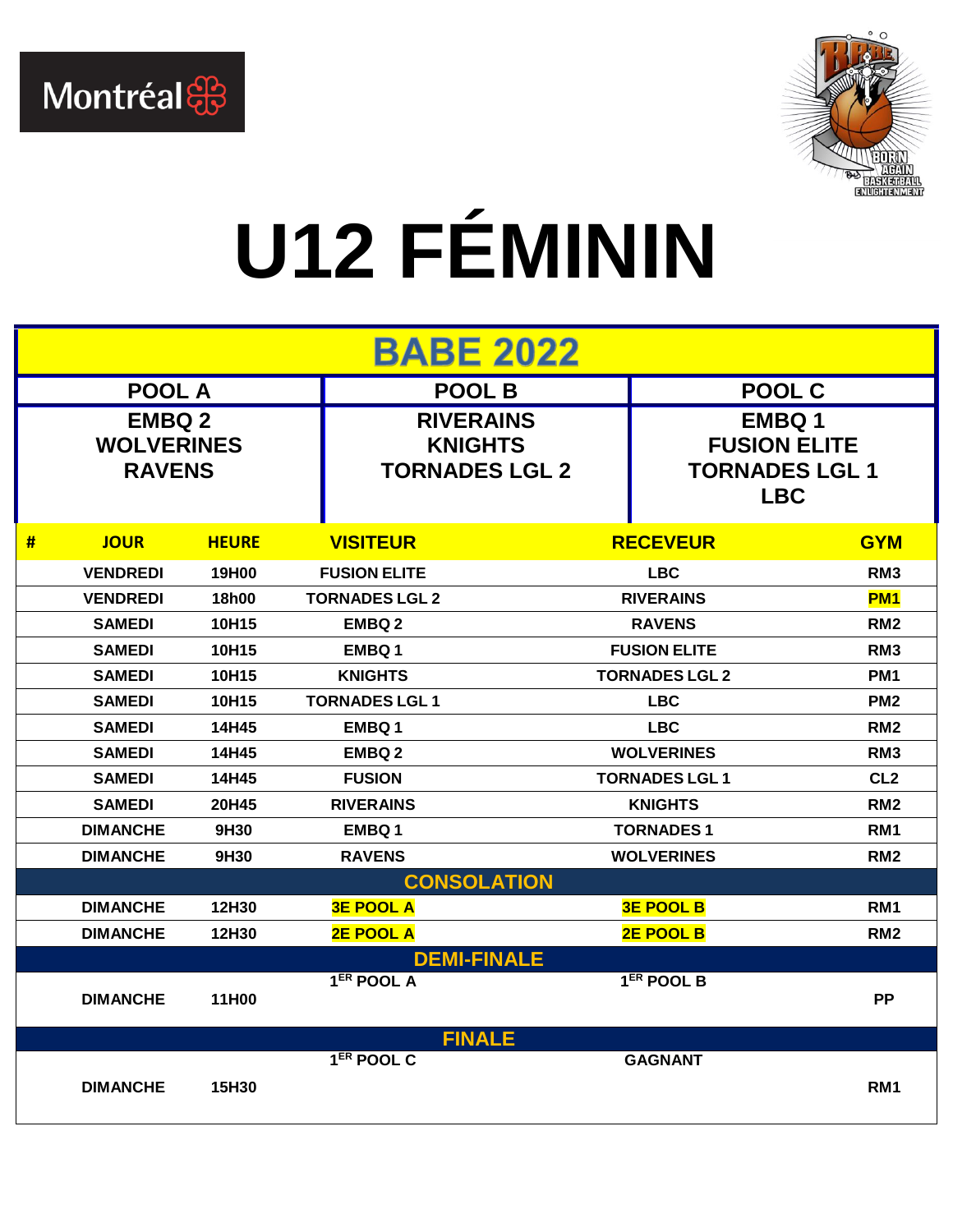Montréal

BORN AGAIN BASKETBALL ENLIGHTENMENT

# U12 FÉMININ

## BABE 2022

| POOL A | POOL B | POOL C |
|---|---|---|
| EMBQ 2<br>WOLVERINES<br>RAVENS | RIVERAINS<br>KNIGHTS<br>TORNADES LGL 2 | EMBQ 1<br>FUSION ELITE<br>TORNADES LGL 1<br>LBC |

| # | JOUR | HEURE | VISITEUR | RECEVEUR | GYM |
|---|---|---|---|---|---|
| | VENDREDI | 19H00 | FUSION ELITE | LBC | RM3 |
| | VENDREDI | 18h00 | TORNADES LGL 2 | RIVERAINS | PM1 |
| | SAMEDI | 10H15 | EMBQ 2 | RAVENS | RM2 |
| | SAMEDI | 10H15 | EMBQ 1 | FUSION ELITE | RM3 |
| | SAMEDI | 10H15 | KNIGHTS | TORNADES LGL 2 | PM1 |
| | SAMEDI | 10H15 | TORNADES LGL 1 | LBC | PM2 |
| | SAMEDI | 14H45 | EMBQ 1 | LBC | RM2 |
| | SAMEDI | 14H45 | EMBQ 2 | WOLVERINES | RM3 |
| | SAMEDI | 14H45 | FUSION | TORNADES LGL 1 | CL2 |
| | SAMEDI | 20H45 | RIVERAINS | KNIGHTS | RM2 |
| | DIMANCHE | 9H30 | EMBQ 1 | TORNADES 1 | RM1 |
| | DIMANCHE | 9H30 | RAVENS | WOLVERINES | RM2 |
| | | | **CONSOLATION** | | |
| | DIMANCHE | 12H30 | 3E POOL A | 3E POOL B | RM1 |
| | DIMANCHE | 12H30 | 2E POOL A | 2E POOL B | RM2 |
| | | | **DEMI-FINALE** | | |
| | DIMANCHE | 11H00 | 1ER POOL A | 1ER POOL B | PP |
| | | | **FINALE** | | |
| | DIMANCHE | 15H30 | 1ER POOL C | GAGNANT | RM1 |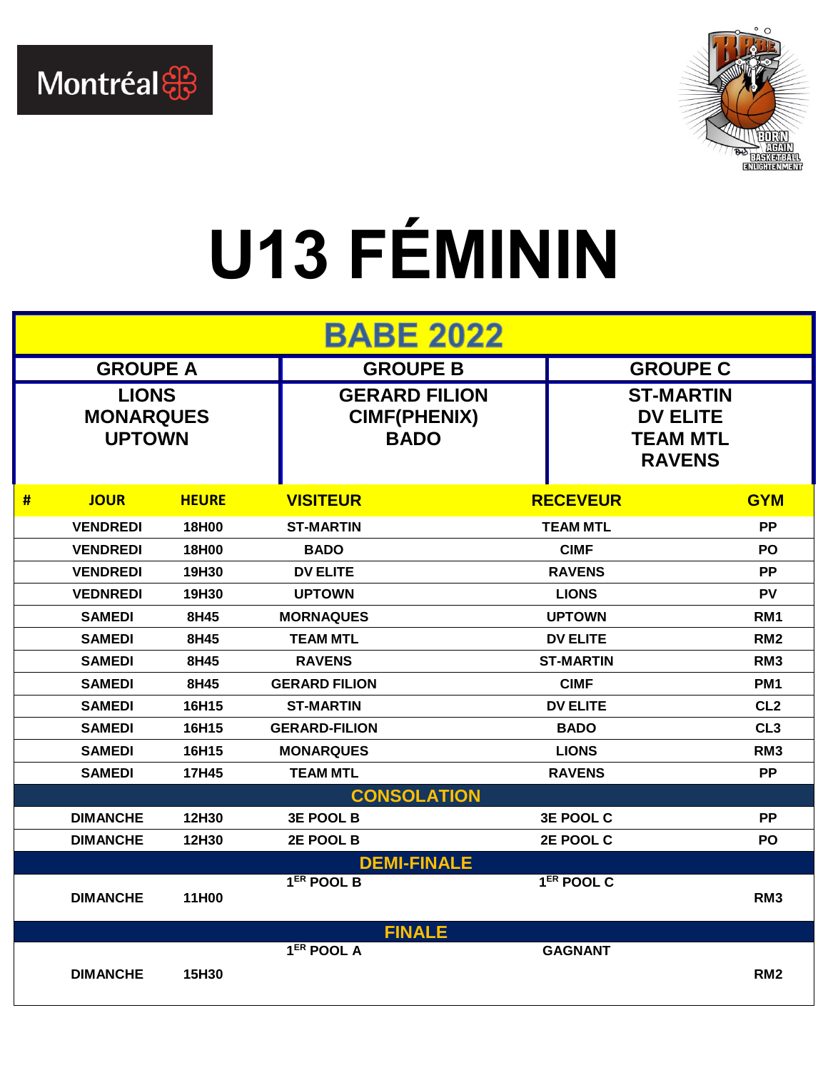Montréal

BORN AGAIN BASKETBALL ENLIGHTENMENT

# U13 FÉMININ

## BABE 2022

| GROUPE A | GROUPE B | GROUPE C |
|---|---|---|
| LIONS<br>MONARQUES<br>UPTOWN | GERARD FILION<br>CIMF(PHENIX)<br>BADO | ST-MARTIN<br>DV ELITE<br>TEAM MTL<br>RAVENS |

| # | JOUR | HEURE | VISITEUR | RECEVEUR | GYM |
|---|---|---|---|---|---|
| | VENDREDI | 18H00 | ST-MARTIN | TEAM MTL | PP |
| | VENDREDI | 18H00 | BADO | CIMF | PO |
| | VENDREDI | 19H30 | DV ELITE | RAVENS | PP |
| | VEDNREDI | 19H30 | UPTOWN | LIONS | PV |
| | SAMEDI | 8H45 | MORNAQUES | UPTOWN | RM1 |
| | SAMEDI | 8H45 | TEAM MTL | DV ELITE | RM2 |
| | SAMEDI | 8H45 | RAVENS | ST-MARTIN | RM3 |
| | SAMEDI | 8H45 | GERARD FILION | CIMF | PM1 |
| | SAMEDI | 16H15 | ST-MARTIN | DV ELITE | CL2 |
| | SAMEDI | 16H15 | GERARD-FILION | BADO | CL3 |
| | SAMEDI | 16H15 | MONARQUES | LIONS | RM3 |
| | SAMEDI | 17H45 | TEAM MTL | RAVENS | PP |
| | | | **CONSOLATION** | | |
| | DIMANCHE | 12H30 | 3E POOL B | 3E POOL C | PP |
| | DIMANCHE | 12H30 | 2E POOL B | 2E POOL C | PO |
| | | | **DEMI-FINALE** | | |
| | DIMANCHE | 11H00 | 1ER POOL B | 1ER POOL C | RM3 |
| | | | **FINALE** | | |
| | DIMANCHE | 15H30 | 1ER POOL A | GAGNANT | RM2 |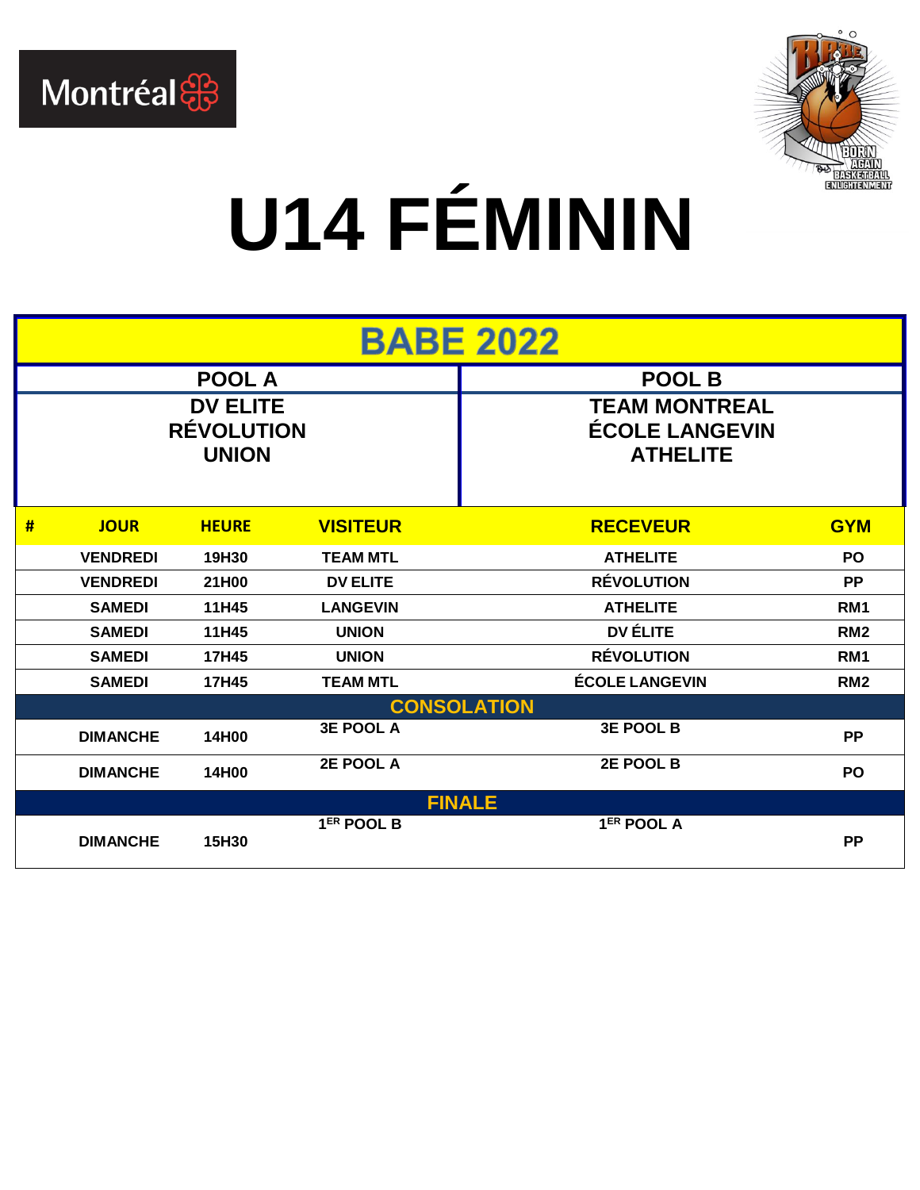# U14 FÉMININ

## BABE 2022

| POOL A | POOL B |
|---|---|
| DV ELITE<br>RÉVOLUTION<br>UNION | TEAM MONTREAL<br>ÉCOLE LANGEVIN<br>ATHELITE |

| # | JOUR | HEURE | VISITEUR | RECEVEUR | GYM |
|---|---|---|---|---|---|
| | VENDREDI | 19H30 | TEAM MTL | ATHELITE | PO |
| | VENDREDI | 21H00 | DV ELITE | RÉVOLUTION | PP |
| | SAMEDI | 11H45 | LANGEVIN | ATHELITE | RM1 |
| | SAMEDI | 11H45 | UNION | DV ÉLITE | RM2 |
| | SAMEDI | 17H45 | UNION | RÉVOLUTION | RM1 |
| | SAMEDI | 17H45 | TEAM MTL | ÉCOLE LANGEVIN | RM2 |
| | | | **CONSOLATION** | | |
| | DIMANCHE | 14H00 | 3E POOL A | 3E POOL B | PP |
| | DIMANCHE | 14H00 | 2E POOL A | 2E POOL B | PO |
| | | | **FINALE** | | |
| | DIMANCHE | 15H30 | 1ER POOL B | 1ER POOL A | PP |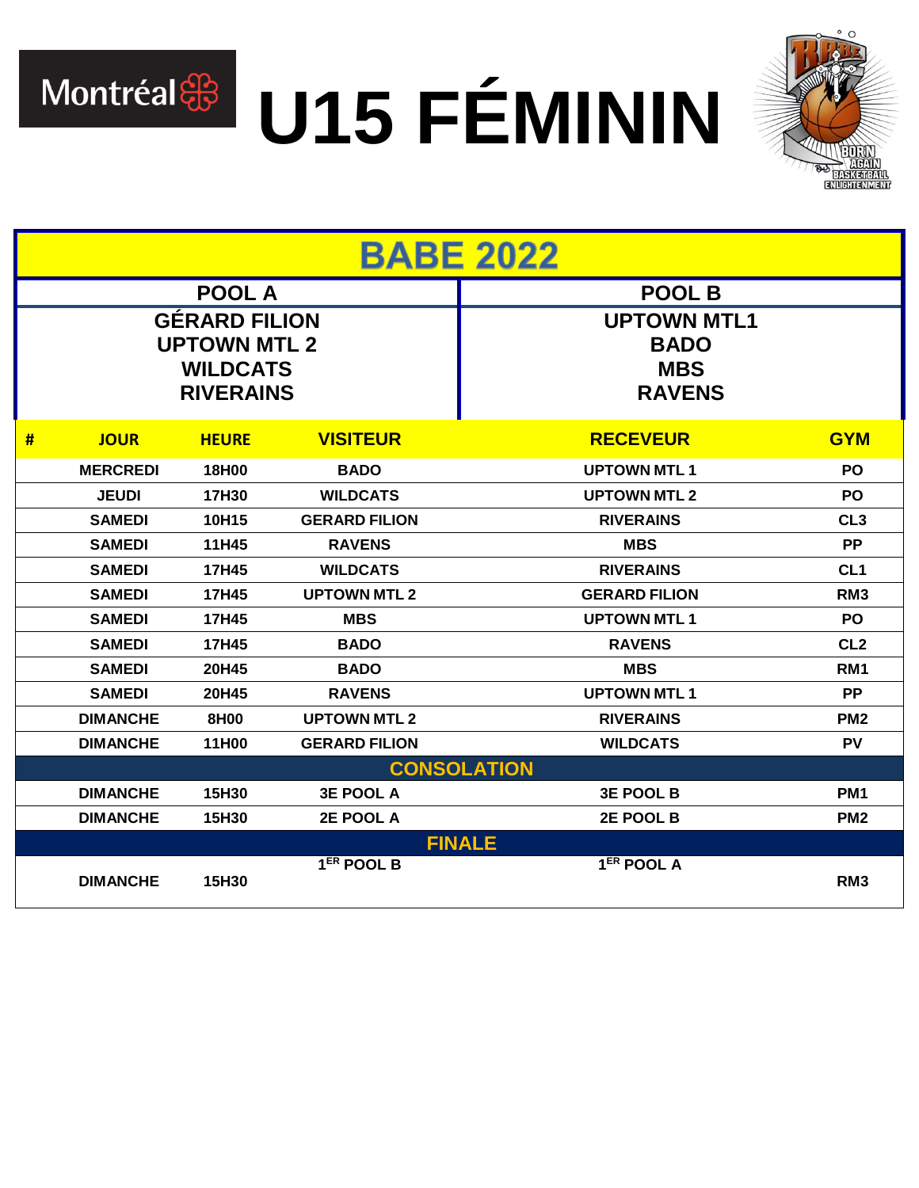Montréal

# U15 FÉMININ

## BABE 2022

| POOL A | POOL B |
|---|---|
| GÉRARD FILION<br>UPTOWN MTL 2<br>WILDCATS<br>RIVERAINS | UPTOWN MTL1<br>BADO<br>MBS<br>RAVENS |

| # | JOUR | HEURE | VISITEUR | RECEVEUR | GYM |
|---|---|---|---|---|---|
| | MERCREDI | 18H00 | BADO | UPTOWN MTL 1 | PO |
| | JEUDI | 17H30 | WILDCATS | UPTOWN MTL 2 | PO |
| | SAMEDI | 10H15 | GERARD FILION | RIVERAINS | CL3 |
| | SAMEDI | 11H45 | RAVENS | MBS | PP |
| | SAMEDI | 17H45 | WILDCATS | RIVERAINS | CL1 |
| | SAMEDI | 17H45 | UPTOWN MTL 2 | GERARD FILION | RM3 |
| | SAMEDI | 17H45 | MBS | UPTOWN MTL 1 | PO |
| | SAMEDI | 17H45 | BADO | RAVENS | CL2 |
| | SAMEDI | 20H45 | BADO | MBS | RM1 |
| | SAMEDI | 20H45 | RAVENS | UPTOWN MTL 1 | PP |
| | DIMANCHE | 8H00 | UPTOWN MTL 2 | RIVERAINS | PM2 |
| | DIMANCHE | 11H00 | GERARD FILION | WILDCATS | PV |
| | | | **CONSOLATION** | | |
| | DIMANCHE | 15H30 | 3E POOL A | 3E POOL B | PM1 |
| | DIMANCHE | 15H30 | 2E POOL A | 2E POOL B | PM2 |
| | | | **FINALE** | | |
| | DIMANCHE | 15H30 | 1ER POOL B | 1ER POOL A | RM3 |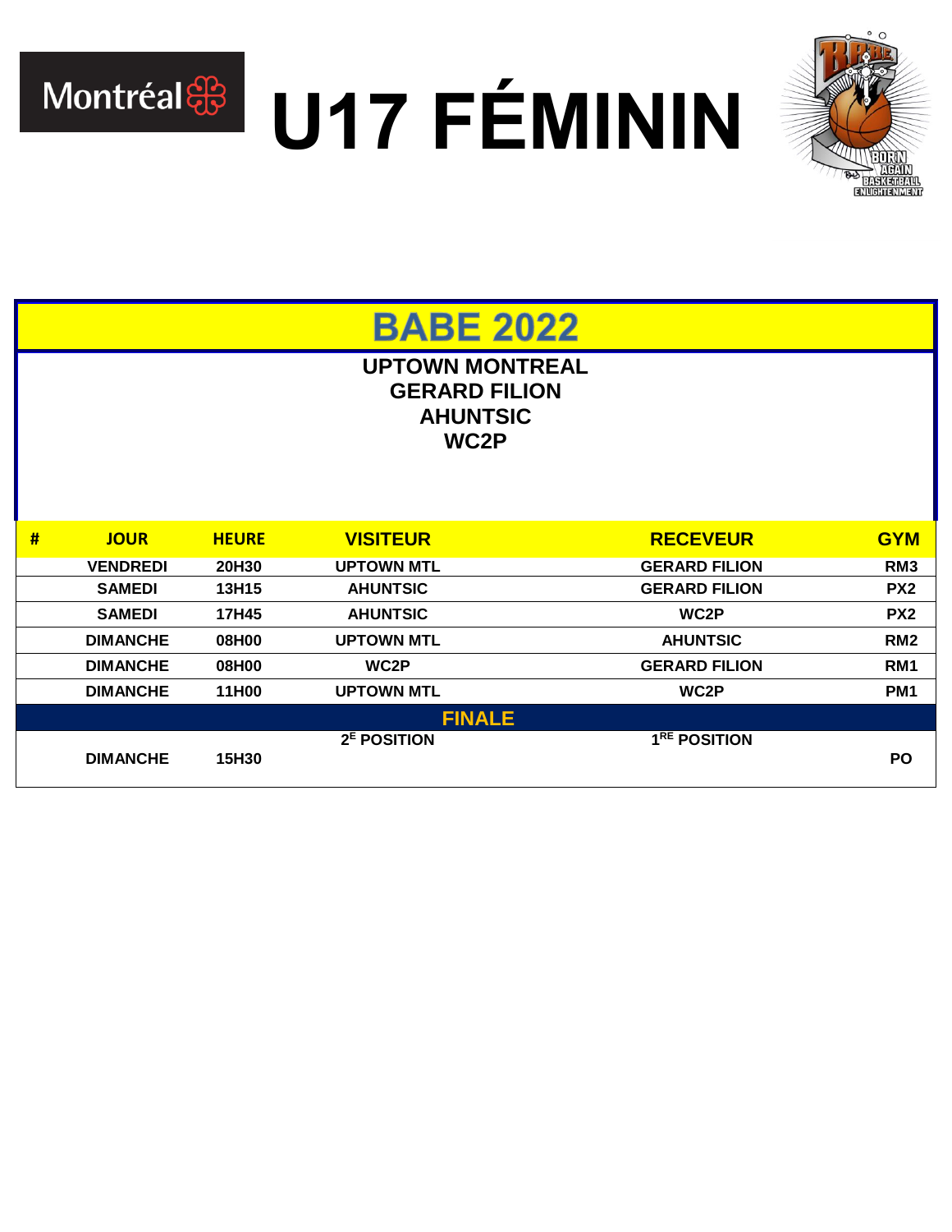# U17 FÉMININ

## BABE 2022

**UPTOWN MONTREAL**
**GERARD FILION**
**AHUNTSIC**
**WC2P**

| # | JOUR | HEURE | VISITEUR | RECEVEUR | GYM |
|---|---|---|---|---|---|
| | VENDREDI | 20H30 | UPTOWN MTL | GERARD FILION | RM3 |
| | SAMEDI | 13H15 | AHUNTSIC | GERARD FILION | PX2 |
| | SAMEDI | 17H45 | AHUNTSIC | WC2P | PX2 |
| | DIMANCHE | 08H00 | UPTOWN MTL | AHUNTSIC | RM2 |
| | DIMANCHE | 08H00 | WC2P | GERARD FILION | RM1 |
| | DIMANCHE | 11H00 | UPTOWN MTL | WC2P | PM1 |
| | | | FINALE | | |
| | DIMANCHE | 15H30 | 2E POSITION | 1RE POSITION | PO |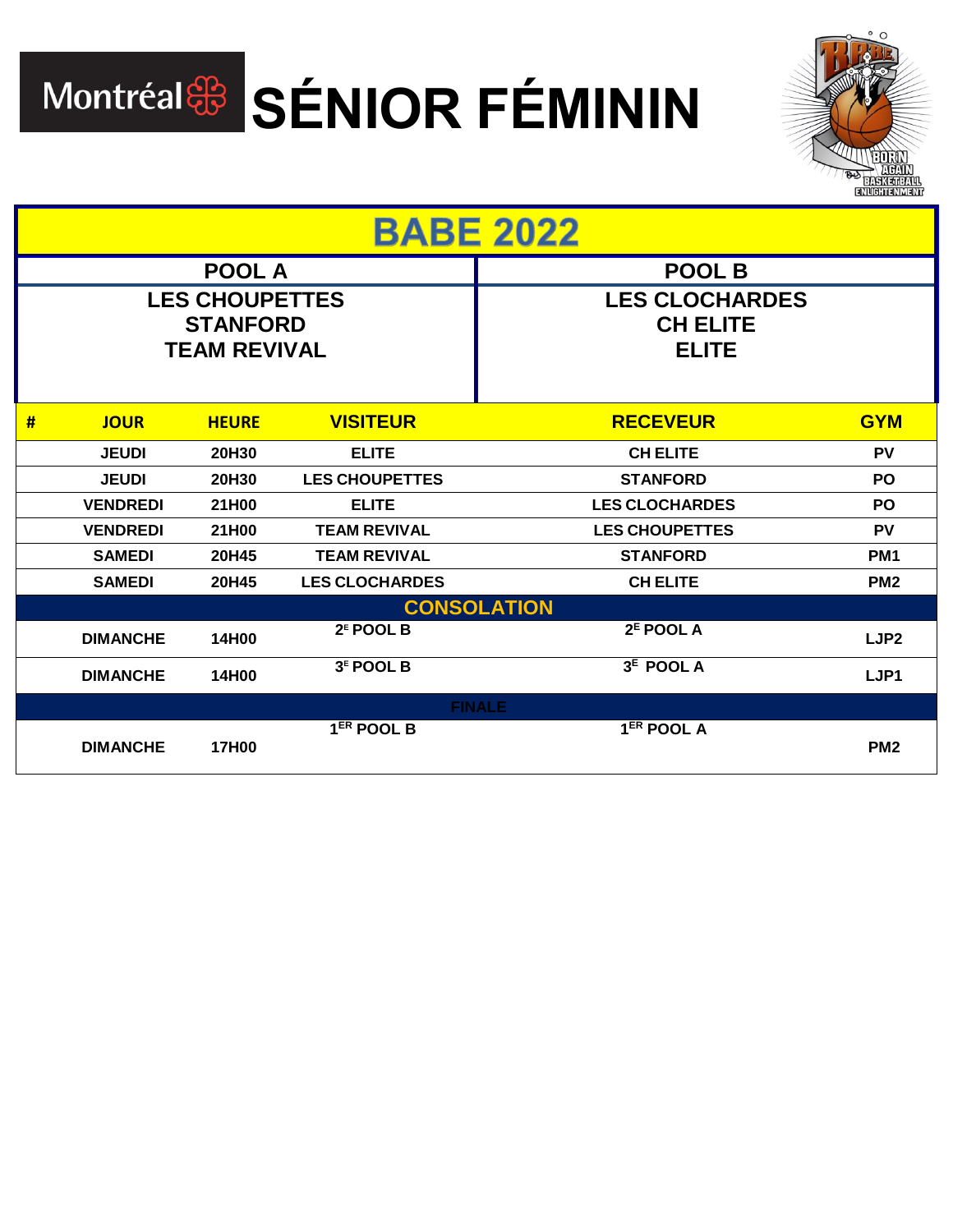# Montréal SÉNIOR FÉMININ

## BABE 2022

| POOL A | POOL B |
|---|---|
| LES CHOUPETTES<br>STANFORD<br>TEAM REVIVAL | LES CLOCHARDES<br>CH ELITE<br>ELITE |

| # | JOUR | HEURE | VISITEUR | RECEVEUR | GYM |
|---|---|---|---|---|---|
| | JEUDI | 20H30 | ELITE | CH ELITE | PV |
| | JEUDI | 20H30 | LES CHOUPETTES | STANFORD | PO |
| | VENDREDI | 21H00 | ELITE | LES CLOCHARDES | PO |
| | VENDREDI | 21H00 | TEAM REVIVAL | LES CHOUPETTES | PV |
| | SAMEDI | 20H45 | TEAM REVIVAL | STANFORD | PM1 |
| | SAMEDI | 20H45 | LES CLOCHARDES | CH ELITE | PM2 |
| | | | CONSOLATION | | |
| | DIMANCHE | 14H00 | 2E POOL B | 2E POOL A | LJP2 |
| | DIMANCHE | 14H00 | 3E POOL B | 3E POOL A | LJP1 |
| | | | FINALE | | |
| | DIMANCHE | 17H00 | 1ER POOL B | 1ER POOL A | PM2 |